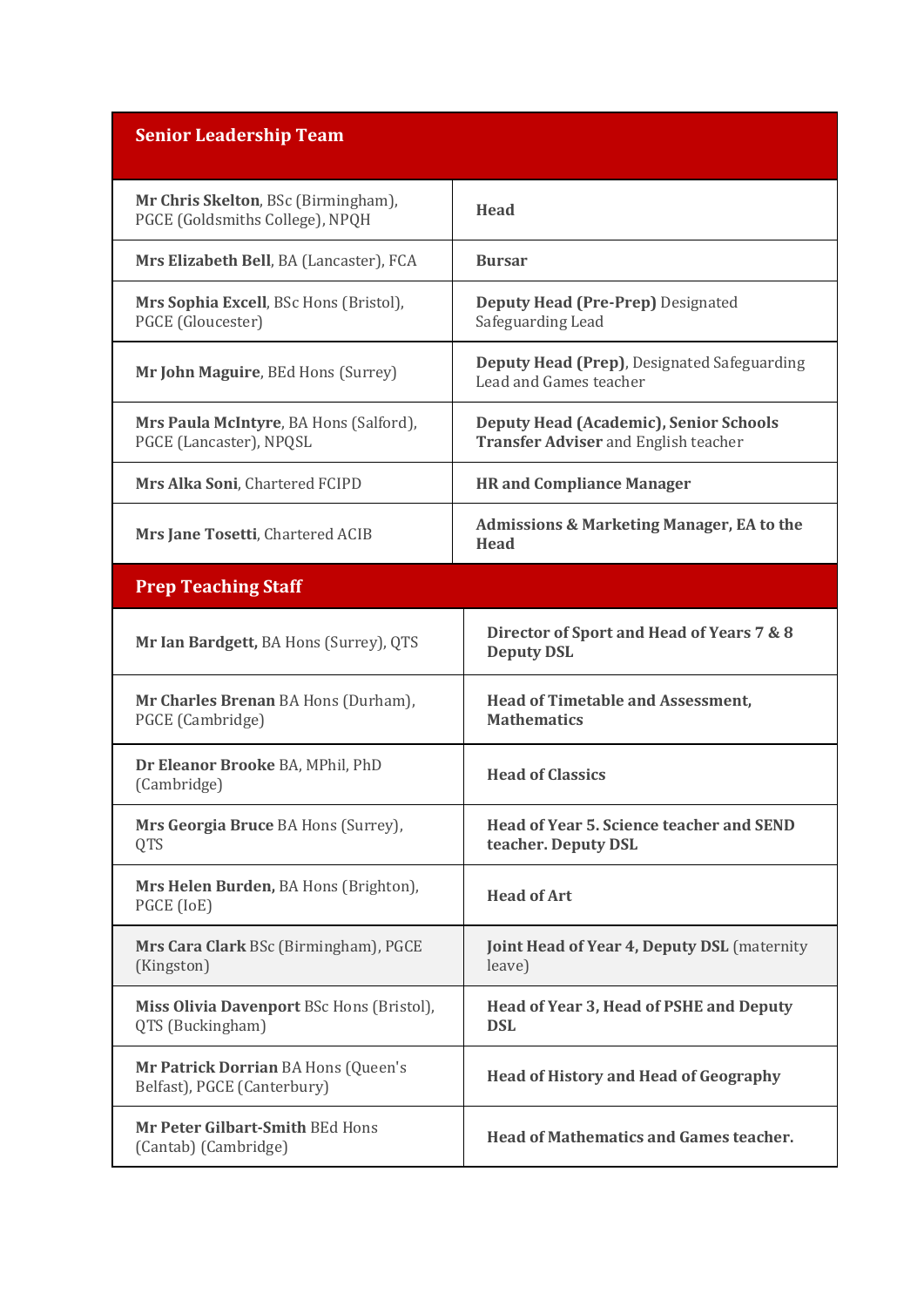| Senior Leadership Team | |
|---|---|
| **Mr Chris Skelton**, BSc (Birmingham), PGCE (Goldsmiths College), NPQH | **Head** |
| **Mrs Elizabeth Bell**, BA (Lancaster), FCA | **Bursar** |
| **Mrs Sophia Excell**, BSc Hons (Bristol), PGCE (Gloucester) | **Deputy Head (Pre-Prep)** Designated Safeguarding Lead |
| **Mr John Maguire**, BEd Hons (Surrey) | **Deputy Head (Prep)**, Designated Safeguarding Lead and Games teacher |
| **Mrs Paula McIntyre**, BA Hons (Salford), PGCE (Lancaster), NPQSL | **Deputy Head (Academic), Senior Schools Transfer Adviser** and English teacher |
| **Mrs Alka Soni**, Chartered FCIPD | **HR and Compliance Manager** |
| **Mrs Jane Tosetti**, Chartered ACIB | **Admissions & Marketing Manager, EA to the Head** |
| **Prep Teaching Staff** | |
| **Mr Ian Bardgett,** BA Hons (Surrey), QTS | **Director of Sport and Head of Years 7 & 8 Deputy DSL** |
| **Mr Charles Brenan** BA Hons (Durham), PGCE (Cambridge) | **Head of Timetable and Assessment, Mathematics** |
| **Dr Eleanor Brooke** BA, MPhil, PhD (Cambridge) | **Head of Classics** |
| **Mrs Georgia Bruce** BA Hons (Surrey), QTS | **Head of Year 5. Science teacher and SEND teacher. Deputy DSL** |
| **Mrs Helen Burden,** BA Hons (Brighton), PGCE (IoE) | **Head of Art** |
| **Mrs Cara Clark** BSc (Birmingham), PGCE (Kingston) | **Joint Head of Year 4, Deputy DSL** (maternity leave) |
| **Miss Olivia Davenport** BSc Hons (Bristol), QTS (Buckingham) | **Head of Year 3, Head of PSHE and Deputy DSL** |
| **Mr Patrick Dorrian** BA Hons (Queen's Belfast), PGCE (Canterbury) | **Head of History and Head of Geography** |
| **Mr Peter Gilbart-Smith** BEd Hons (Cantab) (Cambridge) | **Head of Mathematics and Games teacher.** |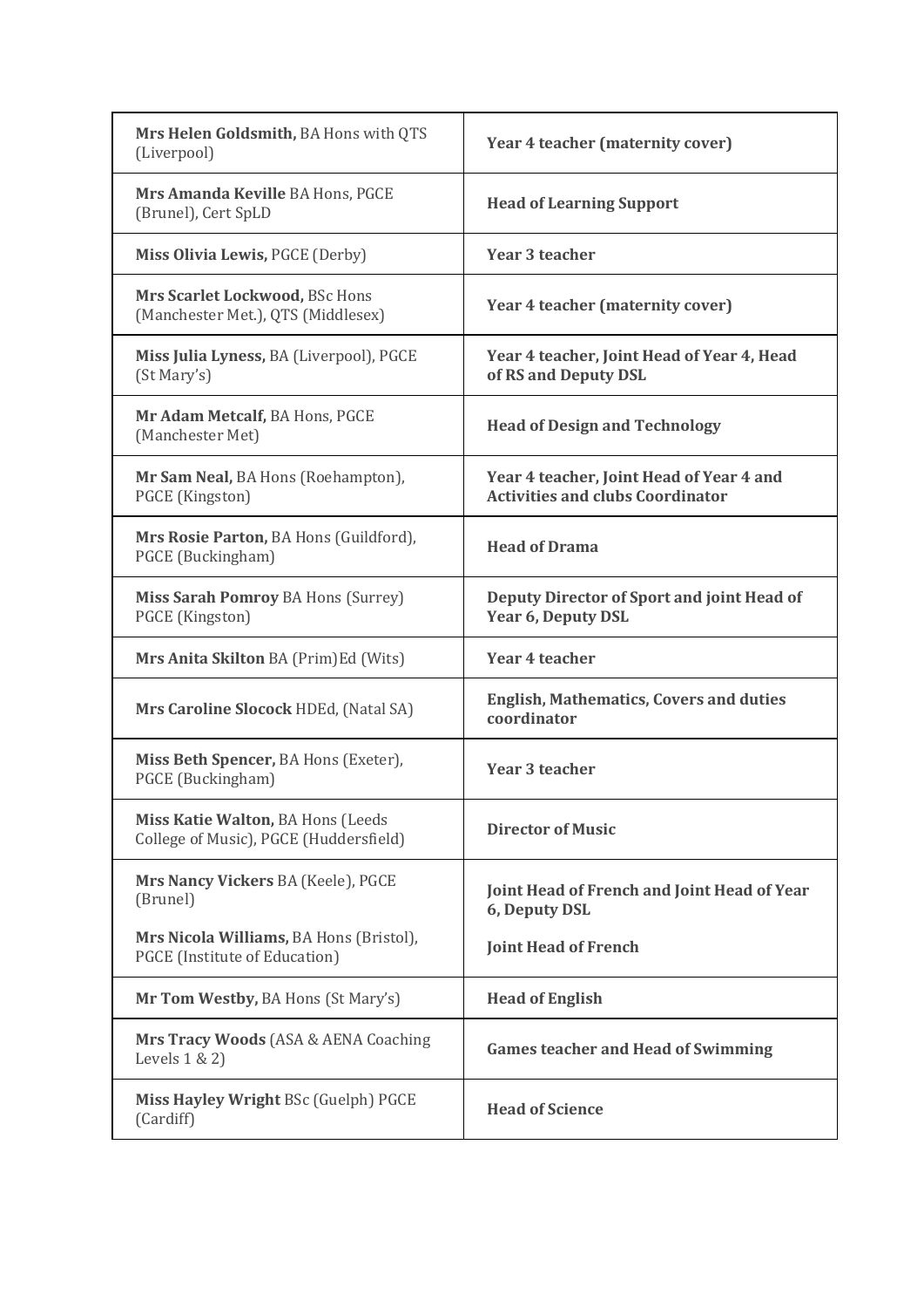| | |
|---|---|
| **Mrs Helen Goldsmith,** BA Hons with QTS (Liverpool) | **Year 4 teacher (maternity cover)** |
| **Mrs Amanda Keville** BA Hons, PGCE (Brunel), Cert SpLD | **Head of Learning Support** |
| **Miss Olivia Lewis,** PGCE (Derby) | **Year 3 teacher** |
| **Mrs Scarlet Lockwood,** BSc Hons (Manchester Met.), QTS (Middlesex) | **Year 4 teacher (maternity cover)** |
| **Miss Julia Lyness,** BA (Liverpool), PGCE (St Mary's) | **Year 4 teacher, Joint Head of Year 4, Head of RS and Deputy DSL** |
| **Mr Adam Metcalf,** BA Hons, PGCE (Manchester Met) | **Head of Design and Technology** |
| **Mr Sam Neal,** BA Hons (Roehampton), PGCE (Kingston) | **Year 4 teacher, Joint Head of Year 4 and Activities and clubs Coordinator** |
| **Mrs Rosie Parton,** BA Hons (Guildford), PGCE (Buckingham) | **Head of Drama** |
| **Miss Sarah Pomroy** BA Hons (Surrey) PGCE (Kingston) | **Deputy Director of Sport and joint Head of Year 6, Deputy DSL** |
| **Mrs Anita Skilton** BA (Prim)Ed (Wits) | **Year 4 teacher** |
| **Mrs Caroline Slocock** HDEd, (Natal SA) | **English, Mathematics, Covers and duties coordinator** |
| **Miss Beth Spencer,** BA Hons (Exeter), PGCE (Buckingham) | **Year 3 teacher** |
| **Miss Katie Walton,** BA Hons (Leeds College of Music), PGCE (Huddersfield) | **Director of Music** |
| **Mrs Nancy Vickers** BA (Keele), PGCE (Brunel) | **Joint Head of French and Joint Head of Year 6, Deputy DSL** |
| **Mrs Nicola Williams,** BA Hons (Bristol), PGCE (Institute of Education) | **Joint Head of French** |
| **Mr Tom Westby,** BA Hons (St Mary's) | **Head of English** |
| **Mrs Tracy Woods** (ASA & AENA Coaching Levels 1 & 2) | **Games teacher and Head of Swimming** |
| **Miss Hayley Wright** BSc (Guelph) PGCE (Cardiff) | **Head of Science** |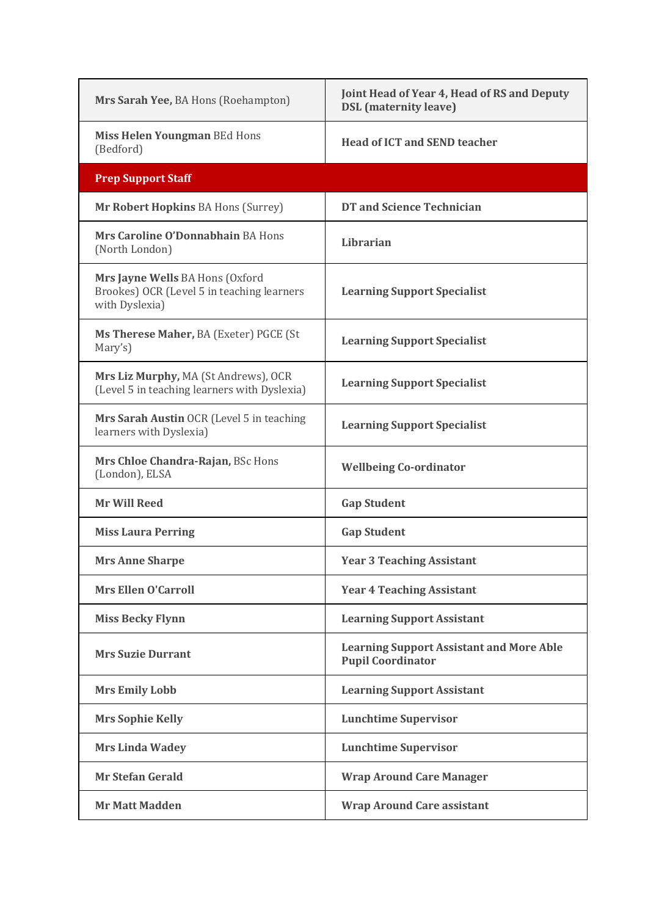| | |
|---|---|
| **Mrs Sarah Yee,** BA Hons (Roehampton) | **Joint Head of Year 4, Head of RS and Deputy DSL (maternity leave)** |
| **Miss Helen Youngman** BEd Hons (Bedford) | **Head of ICT and SEND teacher** |
| **Prep Support Staff** | |
| **Mr Robert Hopkins** BA Hons (Surrey) | **DT and Science Technician** |
| **Mrs Caroline O'Donnabhain** BA Hons (North London) | **Librarian** |
| **Mrs Jayne Wells** BA Hons (Oxford Brookes) OCR (Level 5 in teaching learners with Dyslexia) | **Learning Support Specialist** |
| **Ms Therese Maher,** BA (Exeter) PGCE (St Mary's) | **Learning Support Specialist** |
| **Mrs Liz Murphy,** MA (St Andrews), OCR (Level 5 in teaching learners with Dyslexia) | **Learning Support Specialist** |
| **Mrs Sarah Austin** OCR (Level 5 in teaching learners with Dyslexia) | **Learning Support Specialist** |
| **Mrs Chloe Chandra-Rajan,** BSc Hons (London), ELSA | **Wellbeing Co-ordinator** |
| **Mr Will Reed** | **Gap Student** |
| **Miss Laura Perring** | **Gap Student** |
| **Mrs Anne Sharpe** | **Year 3 Teaching Assistant** |
| **Mrs Ellen O'Carroll** | **Year 4 Teaching Assistant** |
| **Miss Becky Flynn** | **Learning Support Assistant** |
| **Mrs Suzie Durrant** | **Learning Support Assistant and More Able Pupil Coordinator** |
| **Mrs Emily Lobb** | **Learning Support Assistant** |
| **Mrs Sophie Kelly** | **Lunchtime Supervisor** |
| **Mrs Linda Wadey** | **Lunchtime Supervisor** |
| **Mr Stefan Gerald** | **Wrap Around Care Manager** |
| **Mr Matt Madden** | **Wrap Around Care assistant** |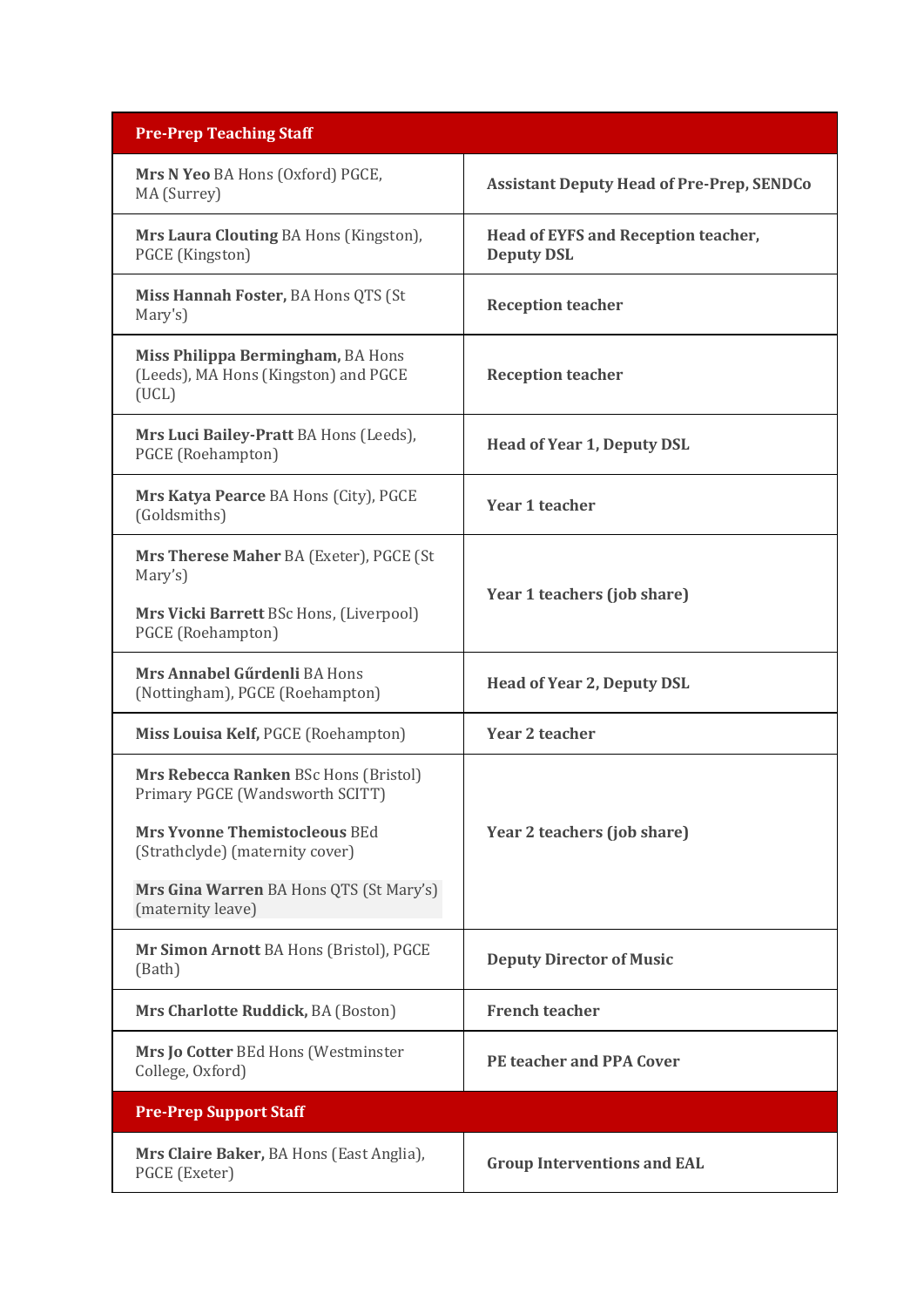| Pre-Prep Teaching Staff | |
|---|---|
| **Mrs N Yeo** BA Hons (Oxford) PGCE, MA (Surrey) | **Assistant Deputy Head of Pre-Prep, SENDCo** |
| **Mrs Laura Clouting** BA Hons (Kingston), PGCE (Kingston) | **Head of EYFS and Reception teacher, Deputy DSL** |
| **Miss Hannah Foster,** BA Hons QTS (St Mary's) | **Reception teacher** |
| **Miss Philippa Bermingham,** BA Hons (Leeds), MA Hons (Kingston) and PGCE (UCL) | **Reception teacher** |
| **Mrs Luci Bailey-Pratt** BA Hons (Leeds), PGCE (Roehampton) | **Head of Year 1, Deputy DSL** |
| **Mrs Katya Pearce** BA Hons (City), PGCE (Goldsmiths) | **Year 1 teacher** |
| **Mrs Therese Maher** BA (Exeter), PGCE (St Mary's)<br><br>**Mrs Vicki Barrett** BSc Hons, (Liverpool) PGCE (Roehampton) | **Year 1 teachers (job share)** |
| **Mrs Annabel Gűrdenli** BA Hons (Nottingham), PGCE (Roehampton) | **Head of Year 2, Deputy DSL** |
| **Miss Louisa Kelf,** PGCE (Roehampton) | **Year 2 teacher** |
| **Mrs Rebecca Ranken** BSc Hons (Bristol) Primary PGCE (Wandsworth SCITT)<br><br>**Mrs Yvonne Themistocleous** BEd (Strathclyde) (maternity cover)<br><br>**Mrs Gina Warren** BA Hons QTS (St Mary's) (maternity leave) | **Year 2 teachers (job share)** |
| **Mr Simon Arnott** BA Hons (Bristol), PGCE (Bath) | **Deputy Director of Music** |
| **Mrs Charlotte Ruddick,** BA (Boston) | **French teacher** |
| **Mrs Jo Cotter** BEd Hons (Westminster College, Oxford) | **PE teacher and PPA Cover** |
| **Pre-Prep Support Staff** | |
| **Mrs Claire Baker,** BA Hons (East Anglia), PGCE (Exeter) | **Group Interventions and EAL** |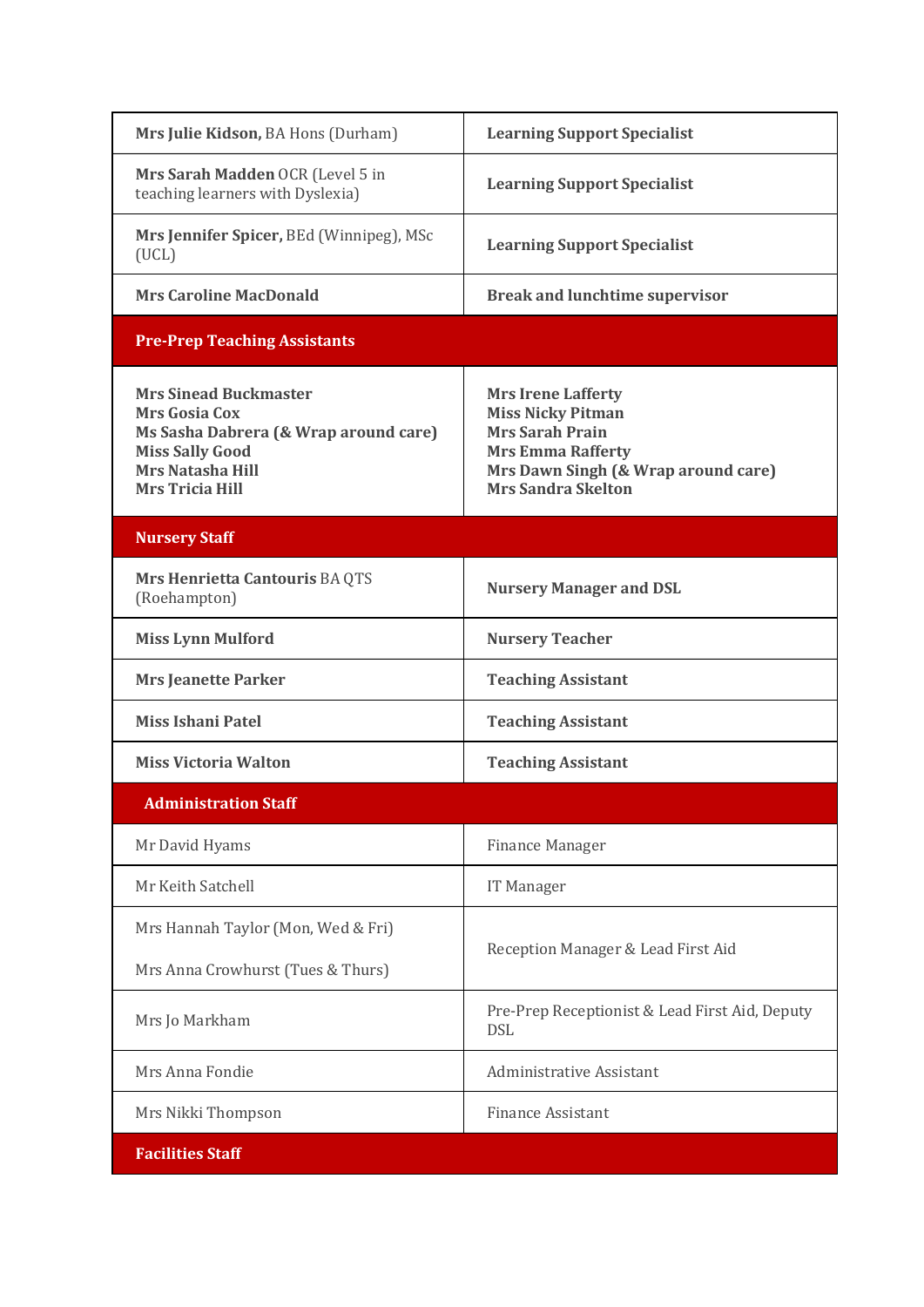| | |
|---|---|
| **Mrs Julie Kidson,** BA Hons (Durham) | **Learning Support Specialist** |
| **Mrs Sarah Madden** OCR (Level 5 in teaching learners with Dyslexia) | **Learning Support Specialist** |
| **Mrs Jennifer Spicer,** BEd (Winnipeg), MSc (UCL) | **Learning Support Specialist** |
| **Mrs Caroline MacDonald** | **Break and lunchtime supervisor** |
| **Pre-Prep Teaching Assistants** | |
| **Mrs Sinead Buckmaster**<br>**Mrs Gosia Cox**<br>**Ms Sasha Dabrera (& Wrap around care)**<br>**Miss Sally Good**<br>**Mrs Natasha Hill**<br>**Mrs Tricia Hill** | **Mrs Irene Lafferty**<br>**Miss Nicky Pitman**<br>**Mrs Sarah Prain**<br>**Mrs Emma Rafferty**<br>**Mrs Dawn Singh (& Wrap around care)**<br>**Mrs Sandra Skelton** |
| **Nursery Staff** | |
| **Mrs Henrietta Cantouris** BA QTS (Roehampton) | **Nursery Manager and DSL** |
| **Miss Lynn Mulford** | **Nursery Teacher** |
| **Mrs Jeanette Parker** | **Teaching Assistant** |
| **Miss Ishani Patel** | **Teaching Assistant** |
| **Miss Victoria Walton** | **Teaching Assistant** |
| **Administration Staff** | |
| Mr David Hyams | Finance Manager |
| Mr Keith Satchell | IT Manager |
| Mrs Hannah Taylor (Mon, Wed & Fri)<br>Mrs Anna Crowhurst (Tues & Thurs) | Reception Manager & Lead First Aid |
| Mrs Jo Markham | Pre-Prep Receptionist & Lead First Aid, Deputy DSL |
| Mrs Anna Fondie | Administrative Assistant |
| Mrs Nikki Thompson | Finance Assistant |
| **Facilities Staff** | |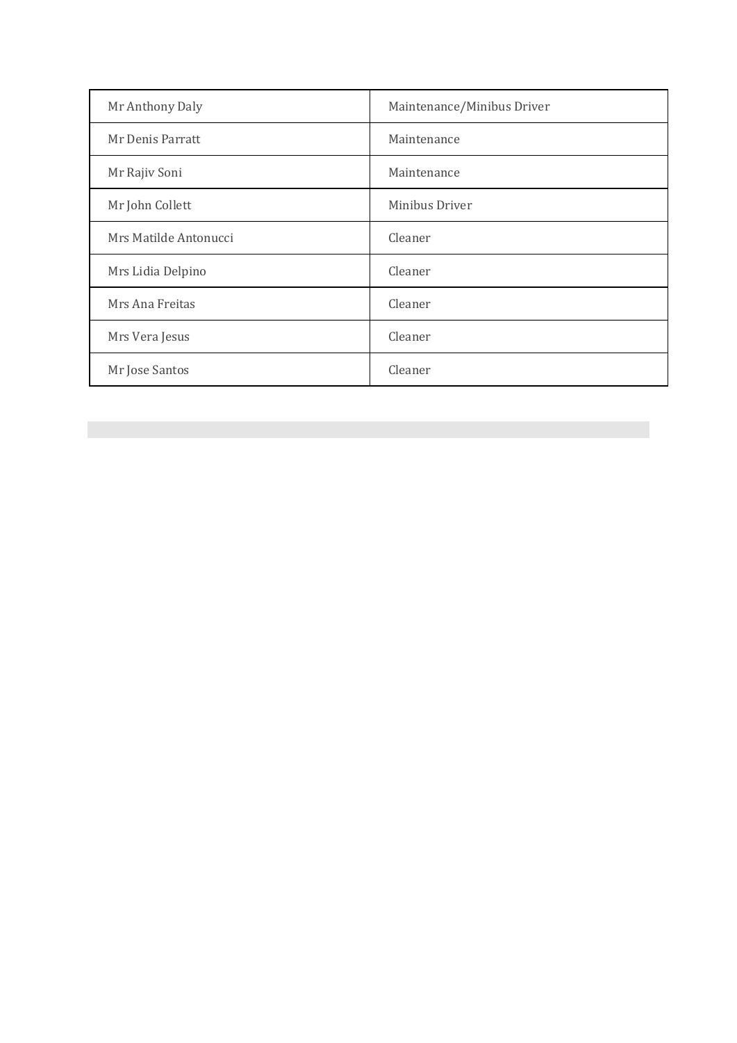| | |
|---|---|
| Mr Anthony Daly | Maintenance/Minibus Driver |
| Mr Denis Parratt | Maintenance |
| Mr Rajiv Soni | Maintenance |
| Mr John Collett | Minibus Driver |
| Mrs Matilde Antonucci | Cleaner |
| Mrs Lidia Delpino | Cleaner |
| Mrs Ana Freitas | Cleaner |
| Mrs Vera Jesus | Cleaner |
| Mr Jose Santos | Cleaner |